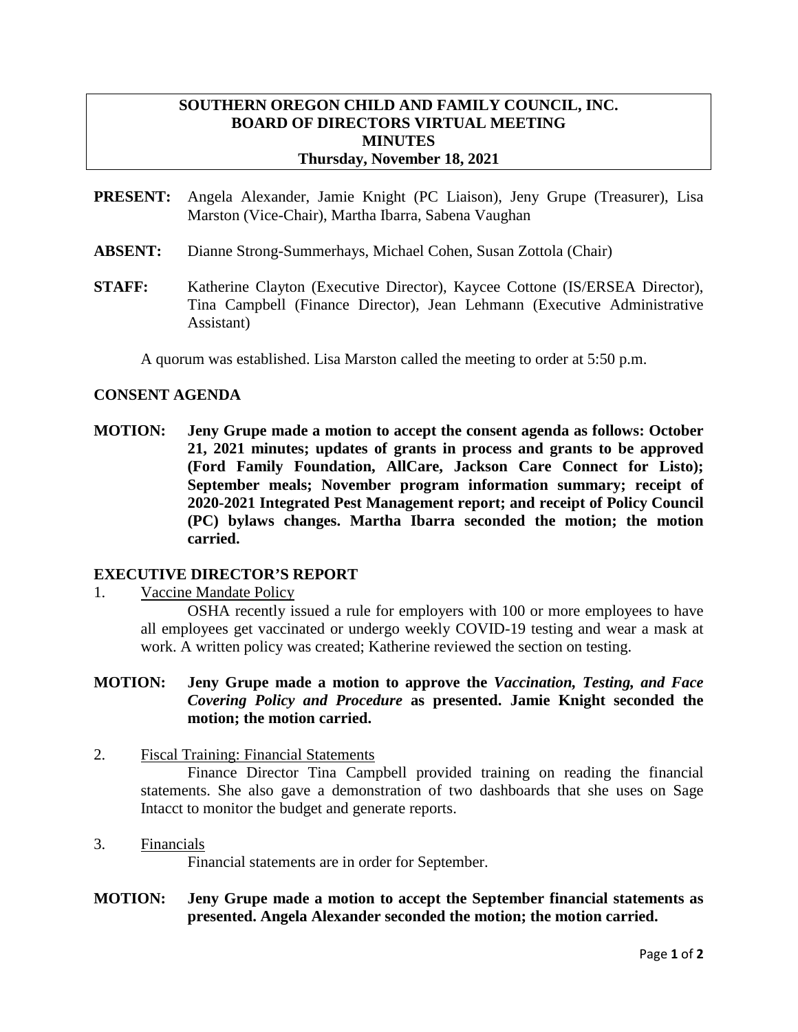# SOUTHERN OREGON CHILD AND FAMILY COUNCIL, INC.
## BOARD OF DIRECTORS VIRTUAL MEETING
## MINUTES
### Thursday, November 18, 2021

**PRESENT:** Angela Alexander, Jamie Knight (PC Liaison), Jeny Grupe (Treasurer), Lisa Marston (Vice-Chair), Martha Ibarra, Sabena Vaughan

**ABSENT:** Dianne Strong-Summerhays, Michael Cohen, Susan Zottola (Chair)

**STAFF:** Katherine Clayton (Executive Director), Kaycee Cottone (IS/ERSEA Director), Tina Campbell (Finance Director), Jean Lehmann (Executive Administrative Assistant)

A quorum was established. Lisa Marston called the meeting to order at 5:50 p.m.

## CONSENT AGENDA

**MOTION: Jeny Grupe made a motion to accept the consent agenda as follows: October 21, 2021 minutes; updates of grants in process and grants to be approved (Ford Family Foundation, AllCare, Jackson Care Connect for Listo); September meals; November program information summary; receipt of 2020-2021 Integrated Pest Management report; and receipt of Policy Council (PC) bylaws changes. Martha Ibarra seconded the motion; the motion carried.**

## EXECUTIVE DIRECTOR'S REPORT

1. Vaccine Mandate Policy

   OSHA recently issued a rule for employers with 100 or more employees to have all employees get vaccinated or undergo weekly COVID-19 testing and wear a mask at work. A written policy was created; Katherine reviewed the section on testing.

**MOTION: Jeny Grupe made a motion to approve the *Vaccination, Testing, and Face Covering Policy and Procedure* as presented. Jamie Knight seconded the motion; the motion carried.**

2. Fiscal Training: Financial Statements

   Finance Director Tina Campbell provided training on reading the financial statements. She also gave a demonstration of two dashboards that she uses on Sage Intacct to monitor the budget and generate reports.

3. Financials

   Financial statements are in order for September.

**MOTION: Jeny Grupe made a motion to accept the September financial statements as presented. Angela Alexander seconded the motion; the motion carried.**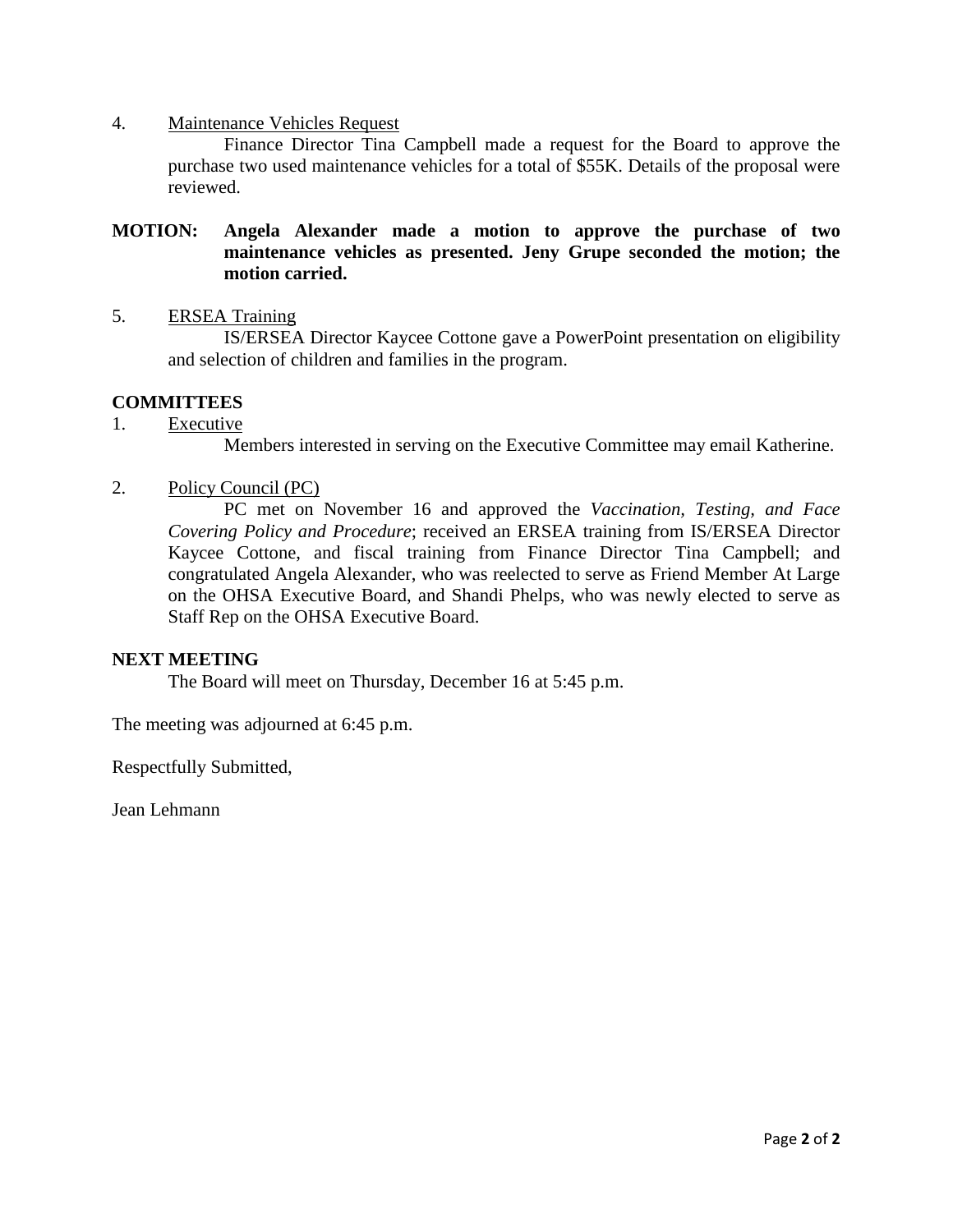4. <u>Maintenance Vehicles Request</u>

Finance Director Tina Campbell made a request for the Board to approve the purchase two used maintenance vehicles for a total of $55K. Details of the proposal were reviewed.

**MOTION: Angela Alexander made a motion to approve the purchase of two maintenance vehicles as presented. Jeny Grupe seconded the motion; the motion carried.**

5. <u>ERSEA Training</u>

IS/ERSEA Director Kaycee Cottone gave a PowerPoint presentation on eligibility and selection of children and families in the program.

**COMMITTEES**

1. <u>Executive</u>

Members interested in serving on the Executive Committee may email Katherine.

2. <u>Policy Council (PC)</u>

PC met on November 16 and approved the *Vaccination, Testing, and Face Covering Policy and Procedure*; received an ERSEA training from IS/ERSEA Director Kaycee Cottone, and fiscal training from Finance Director Tina Campbell; and congratulated Angela Alexander, who was reelected to serve as Friend Member At Large on the OHSA Executive Board, and Shandi Phelps, who was newly elected to serve as Staff Rep on the OHSA Executive Board.

**NEXT MEETING**

The Board will meet on Thursday, December 16 at 5:45 p.m.

The meeting was adjourned at 6:45 p.m.

Respectfully Submitted,

Jean Lehmann